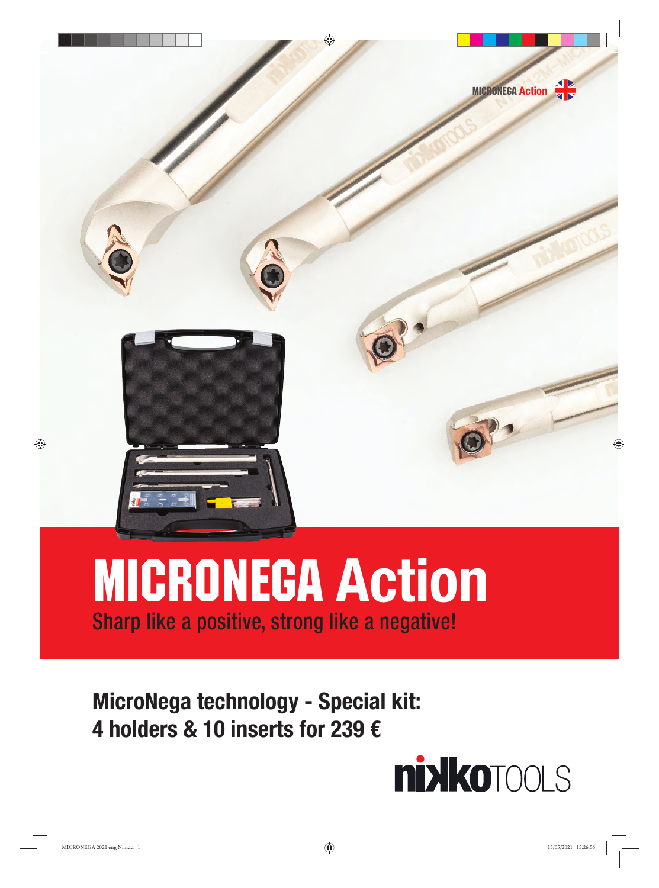MICRONEGA Action

# MICRONEGA Action

Sharp like a positive, strong like a negative!

## MicroNega technology - Special kit:
## 4 holders & 10 inserts for 239 €

nikkoTOOLS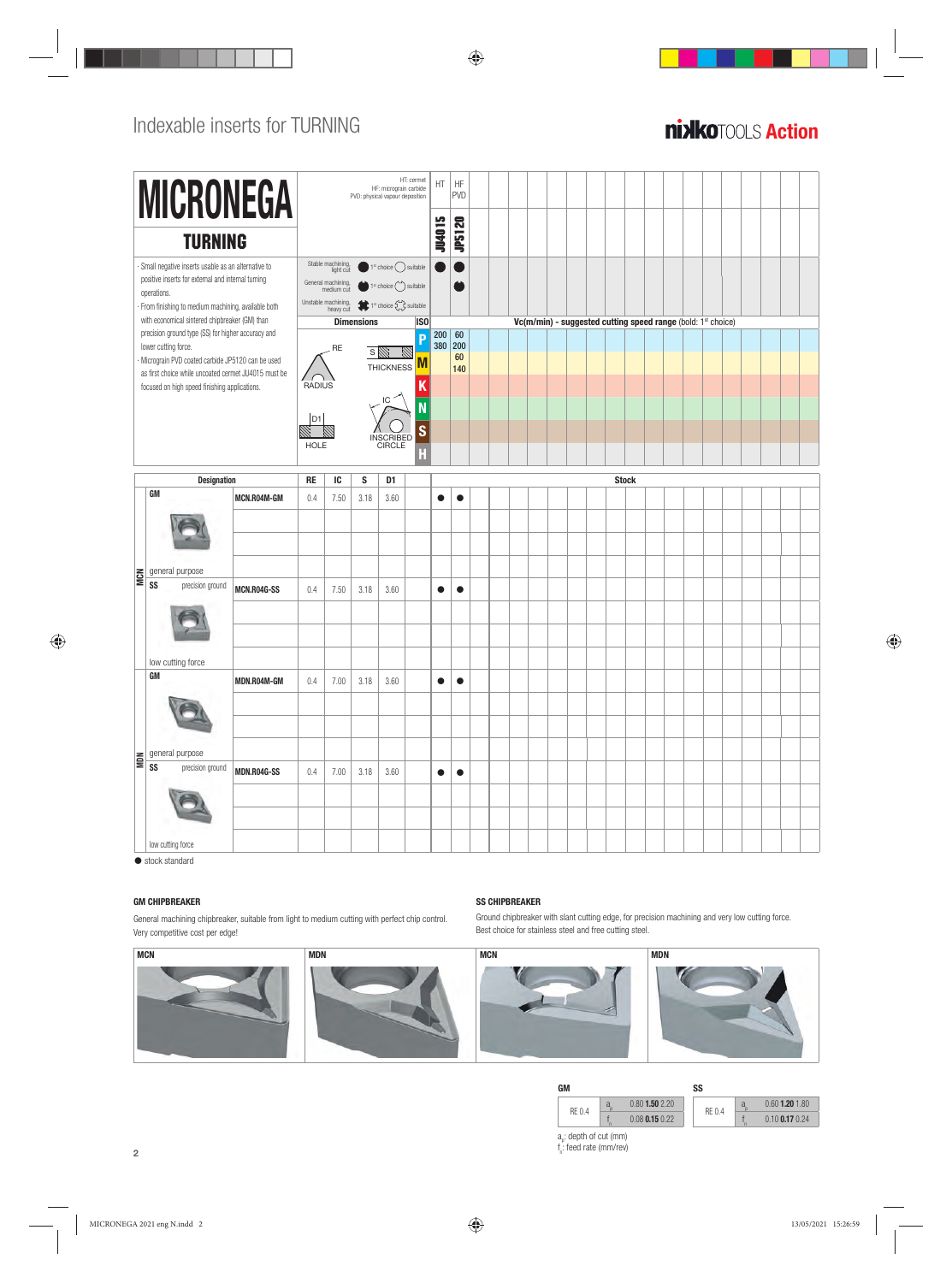# Indexable inserts for TURNING

**nikkoTOOLS Action**

# MICRONEGA

## TURNING

- Small negative inserts usable as an alternative to positive inserts for external and internal turning operations.
- From finishing to medium machining, available both with economical sintered chipbreaker (GM) than precision ground type (SS) for higher accuracy and lower cutting force.
- Micrograin PVD coated carbide JP5120 can be used as first choice while uncoated cermet JU4015 must be focused on high speed finishing applications.

HT: cermet
HF: micrograin carbide
PVD: physical vapour deposition

| | HT | HF PVD |
|---|---|---|
| | JU4015 | JP5120 |
| Stable machining, light cut (● 1st choice ○ suitable) | ● | ● |
| General machining, medium cut (● 1st choice ○ suitable) | | ● |
| Unstable machining, heavy cut (● 1st choice ○ suitable) | | |

Dimensions: RE (RADIUS), S (THICKNESS), IC (INSCRIBED CIRCLE), D1 (HOLE)

Vc(m/min) - suggested cutting speed range (bold: 1st choice)

| ISO | JU4015 | JP5120 |
|---|---|---|
| P | 200 380 | 60 **200** |
| M | | 60 **140** |
| K | | |
| N | | |
| S | | |
| H | | |

| | Designation | | RE | IC | S | D1 | JU4015 | JP5120 |
|---|---|---|---|---|---|---|---|---|
| MCN | GM general purpose | MCN.R04M-GM | 0.4 | 7.50 | 3.18 | 3.60 | ● | ● |
| MCN | SS precision ground, low cutting force | MCN.R04G-SS | 0.4 | 7.50 | 3.18 | 3.60 | ● | ● |
| MDN | GM general purpose | MDN.R04M-GM | 0.4 | 7.00 | 3.18 | 3.60 | ● | ● |
| MDN | SS precision ground, low cutting force | MDN.R04G-SS | 0.4 | 7.00 | 3.18 | 3.60 | ● | ● |

● stock standard

### GM CHIPBREAKER

General machining chipbreaker, suitable from light to medium cutting with perfect chip control. Very competitive cost per edge!

MCN | MDN

### SS CHIPBREAKER

Ground chipbreaker with slant cutting edge, for precision machining and very low cutting force. Best choice for stainless steel and free cutting steel.

MCN | MDN

**GM**

| | | |
|---|---|---|
| RE 0.4 | $a_p$ | 0.80 **1.50** 2.20 |
| | $f_n$ | 0.08 **0.15** 0.22 |

**SS**

| | | |
|---|---|---|
| RE 0.4 | $a_p$ | 0.60 **1.20** 1.80 |
| | $f_n$ | 0.10 **0.17** 0.24 |

$a_p$: depth of cut (mm)
$f_n$: feed rate (mm/rev)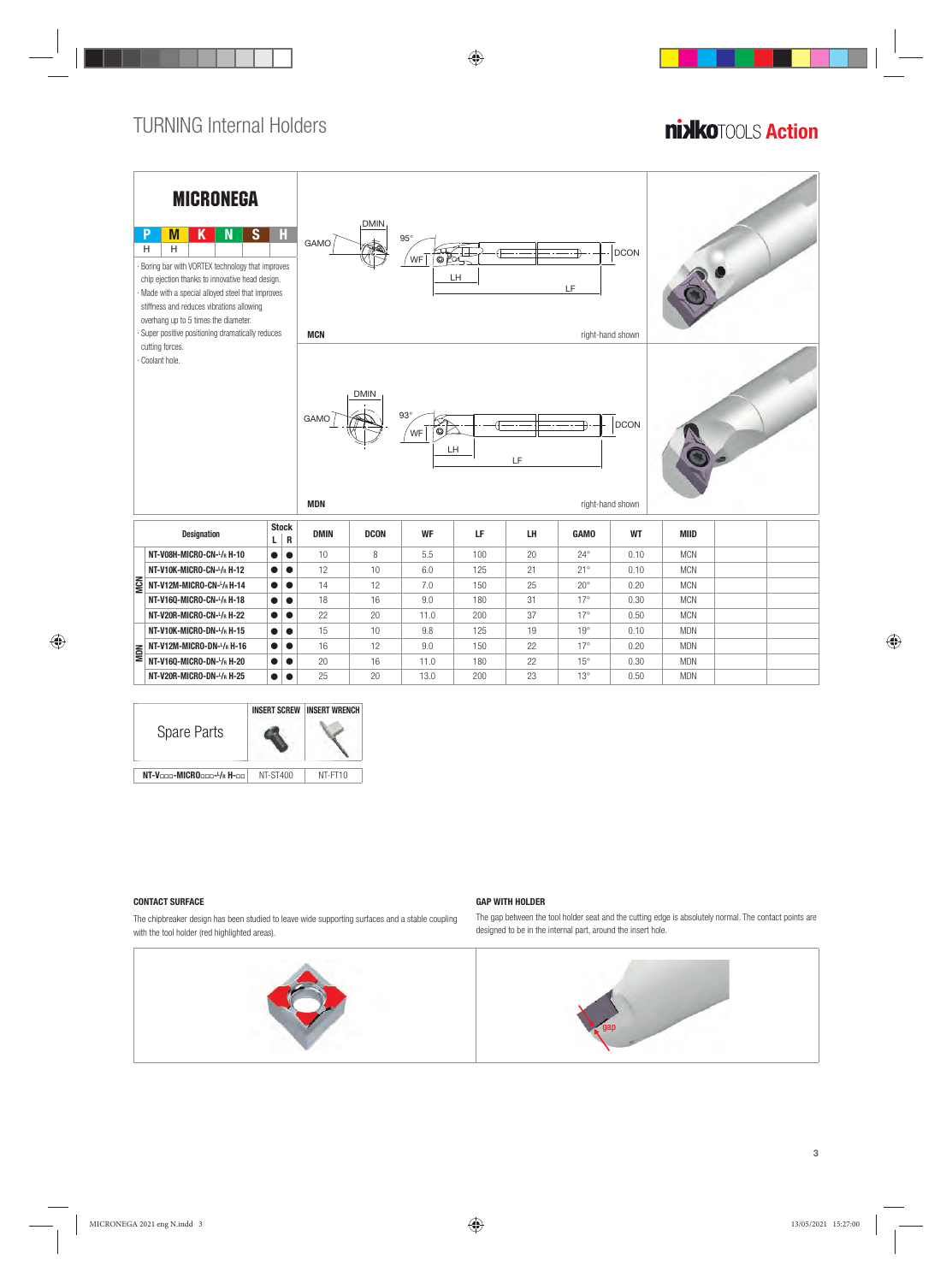# TURNING Internal Holders

nikkoTOOLS Action

## MICRONEGA

| P | M | K | N | S | H |
|---|---|---|---|---|---|
| H | H | | | | |

- Boring bar with VORTEX technology that improves chip ejection thanks to innovative head design.
- Made with a special alloyed steel that improves stiffness and reduces vibrations allowing overhang up to 5 times the diameter.
- Super positive positioning dramatically reduces cutting forces.
- Coolant hole.

GAMO, DMIN, 95°, WF, LH, LF, DCON

**MCN** right-hand shown

GAMO, DMIN, 93°, WF, LH, LF, DCON

**MDN** right-hand shown

| | Designation | Stock L | Stock R | DMIN | DCON | WF | LF | LH | GAMO | WT | MIID |
|---|---|---|---|---|---|---|---|---|---|---|---|
| MCN | NT-V08H-MICRO-CN-L/R H-10 | ● | ● | 10 | 8 | 5.5 | 100 | 20 | 24° | 0.10 | MCN |
| MCN | NT-V10K-MICRO-CN-L/R H-12 | ● | ● | 12 | 10 | 6.0 | 125 | 21 | 21° | 0.10 | MCN |
| MCN | NT-V12M-MICRO-CN-L/R H-14 | ● | ● | 14 | 12 | 7.0 | 150 | 25 | 20° | 0.20 | MCN |
| MCN | NT-V16Q-MICRO-CN-L/R H-18 | ● | ● | 18 | 16 | 9.0 | 180 | 31 | 17° | 0.30 | MCN |
| MCN | NT-V20R-MICRO-CN-L/R H-22 | ● | ● | 22 | 20 | 11.0 | 200 | 37 | 17° | 0.50 | MCN |
| MDN | NT-V10K-MICRO-DN-L/R H-15 | ● | ● | 15 | 10 | 9.8 | 125 | 19 | 19° | 0.10 | MDN |
| MDN | NT-V12M-MICRO-DN-L/R H-16 | ● | ● | 16 | 12 | 9.0 | 150 | 22 | 17° | 0.20 | MDN |
| MDN | NT-V16Q-MICRO-DN-L/R H-20 | ● | ● | 20 | 16 | 11.0 | 180 | 22 | 15° | 0.30 | MDN |
| MDN | NT-V20R-MICRO-DN-L/R H-25 | ● | ● | 25 | 20 | 13.0 | 200 | 23 | 13° | 0.50 | MDN |

| Spare Parts | INSERT SCREW | INSERT WRENCH |
|---|---|---|
| NT-V□□□-MICRO□□□-L/R H-□□ | NT-ST400 | NT-FT10 |

**CONTACT SURFACE**

The chipbreaker design has been studied to leave wide supporting surfaces and a stable coupling with the tool holder (red highlighted areas).

**GAP WITH HOLDER**

The gap between the tool holder seat and the cutting edge is absolutely normal. The contact points are designed to be in the internal part, around the insert hole.

gap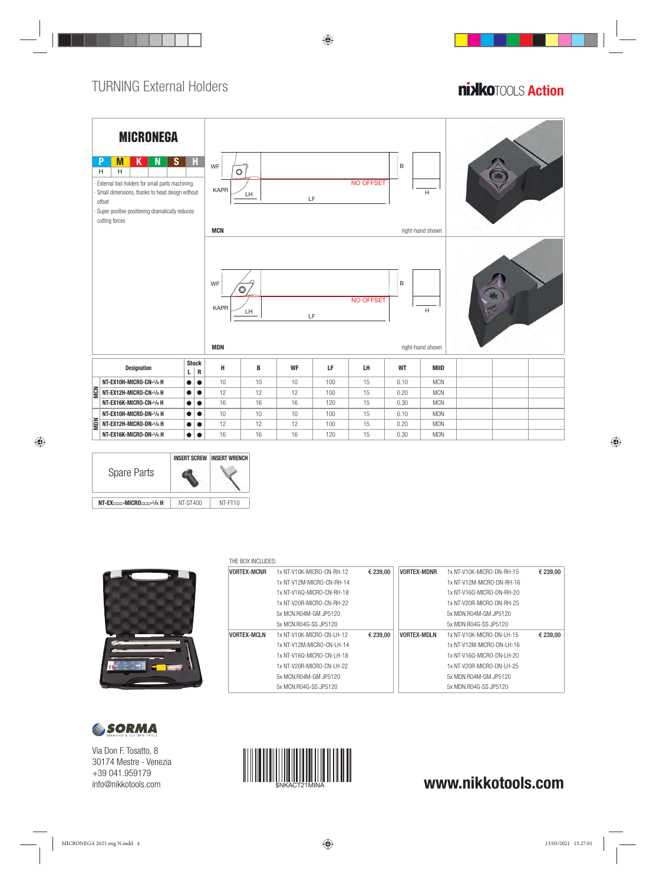# TURNING External Holders

nikkoTOOLS Action

## MICRONEGA

| P | M | K | N | S | H |
|---|---|---|---|---|---|
| H | H | | | | |

· External tool holders for small parts machining.
· Small dimensions, thanks to head design without offset
· Super positive positioning dramatically reduces cutting forces

WF
KAPR
LH
LF
B
H
NO OFFSET
MCN
right-hand shown

WF
KAPR
LH
LF
B
H
NO OFFSET
MDN
right-hand shown

| | Designation | Stock L | Stock R | H | B | WF | LF | LH | WT | MIID | | | |
|---|---|---|---|---|---|---|---|---|---|---|---|---|---|
| MCN | NT-EX10H-MICRO-CN-L/R H | ● | ● | 10 | 10 | 10 | 100 | 15 | 0.10 | MCN | | | |
| MCN | NT-EX12H-MICRO-CN-L/R H | ● | ● | 12 | 12 | 12 | 100 | 15 | 0.20 | MCN | | | |
| MCN | NT-EX16K-MICRO-CN-L/R H | ● | ● | 16 | 16 | 16 | 120 | 15 | 0.30 | MCN | | | |
| MDN | NT-EX10H-MICRO-DN-L/R H | ● | ● | 10 | 10 | 10 | 100 | 15 | 0.10 | MDN | | | |
| MDN | NT-EX12H-MICRO-DN-L/R H | ● | ● | 12 | 12 | 12 | 100 | 15 | 0.20 | MDN | | | |
| MDN | NT-EX16K-MICRO-DN-L/R H | ● | ● | 16 | 16 | 16 | 120 | 15 | 0.30 | MDN | | | |

| Spare Parts | INSERT SCREW | INSERT WRENCH |
|---|---|---|
| NT-EX□□□-MICRO□□□-L/R H | NT-ST400 | NT-FT10 |

THE BOX INCLUDES:

| | | | | | |
|---|---|---|---|---|---|
| VORTEX-MCNR | 1x NT-V10K-MICRO-CN-RH-12 | € 239,00 | VORTEX-MDNR | 1x NT-V10K-MICRO-DN-RH-15 | € 239,00 |
| | 1x NT-V12M-MICRO-CN-RH-14 | | | 1x NT-V12M-MICRO-DN-RH-16 | |
| | 1x NT-V16Q-MICRO-CN-RH-18 | | | 1x NT-V16Q-MICRO-DN-RH-20 | |
| | 1x NT-V20R-MICRO-CN-RH-22 | | | 1x NT-V20R-MICRO-DN-RH-25 | |
| | 5x MCN.R04M-GM JP5120 | | | 5x MDN.R04M-GM JP5120 | |
| | 5x MCN.R04G-SS JP5120 | | | 5x MDN.R04G-SS JP5120 | |
| VORTEX-MCLN | 1x NT-V10K-MICRO-CN-LH-12 | € 239,00 | VORTEX-MDLN | 1x NT-V10K-MICRO-DN-LH-15 | € 239,00 |
| | 1x NT-V12M-MICRO-CN-LH-14 | | | 1x NT-V12M-MICRO-DN-LH-16 | |
| | 1x NT-V16Q-MICRO-CN-LH-18 | | | 1x NT-V16Q-MICRO-DN-LH-20 | |
| | 1x NT-V20R-MICRO-CN-LH-22 | | | 1x NT-V20R-MICRO-DN-LH-25 | |
| | 5x MCN.R04M-GM JP5120 | | | 5x MDN.R04M-GM JP5120 | |
| | 5x MCN.R04G-SS JP5120 | | | 5x MDN.R04G-SS JP5120 | |

SORMA
DIAMOND & CUTTING TOOLS

Via Don F. Tosatto, 8
30174 Mestre - Venezia
+39 041.959179
info@nikkotools.com

$NKACT21MINA

**www.nikkotools.com**